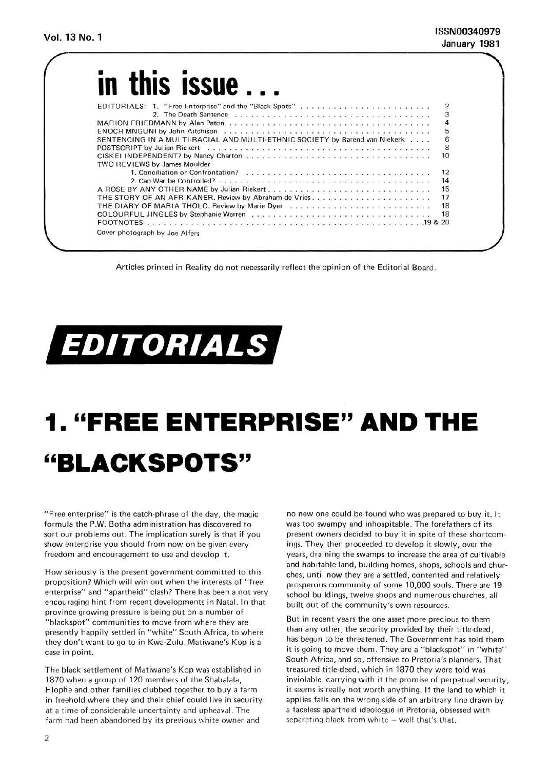# in this issue . . .

| | |
|---|---|
| EDITORIALS: 1. "Free Enterprise" and the "Black Spots" | 2 |
| 2. The Death Sentence | 3 |
| MARION FRIEDMANN by Alan Paton | 4 |
| ENOCH MNGUNI by John Aitchison | 5 |
| SENTENCING IN A MULTI-RACIAL AND MULTI-ETHNIC SOCIETY by Barend van Niekerk | 6 |
| POSTSCRIPT by Julian Riekert | 8 |
| CISKEI INDEPENDENT? by Nancy Charton | 10 |
| TWO REVIEWS by James Moulder | |
| 1. Conciliation or Confrontation? | 12 |
| 2. Can War be Controlled? | 14 |
| A ROSE BY ANY OTHER NAME by Julian Riekert | 15 |
| THE STORY OF AN AFRIKANER. Review by Abraham de Vries | 17 |
| THE DIARY OF MARIA THOLO. Review by Marie Dyer | 18 |
| COLOURFUL JINGLES by Stephanie Warren | 18 |
| FOOTNOTES | 19 & 20 |

Cover photograph by Joe Alfers

Articles printed in Reality do not necessarily reflect the opinion of the Editorial Board.

# EDITORIALS

## 1. "FREE ENTERPRISE" AND THE "BLACKSPOTS"

"Free enterprise" is the catch-phrase of the day, the magic formula the P.W. Botha administration has discovered to sort our problems out. The implication surely is that if you show enterprise you should from now on be given every freedom and encouragement to use and develop it.

How seriously is the present government committed to this proposition? Which will win out when the interests of "free enterprise" and "apartheid" clash? There has been a not very encouraging hint from recent developments in Natal. In that province growing pressure is being put on a number of "blackspot" communities to move from where they are presently happily settled in "white" South Africa, to where they don't want to go to in Kwa-Zulu. Matiwane's Kop is a case in point.

The black settlement of Matiwane's Kop was established in 1870 when a group of 120 members of the Shabalala, Hlophe and other families clubbed together to buy a farm in freehold where they and their chief could live in security at a time of considerable uncertainty and upheaval. The farm had been abandoned by its previous white owner and no new one could be found who was prepared to buy it. It was too swampy and inhospitable. The forefathers of its present owners decided to buy it in spite of these shortcomings. They then proceeded to develop it slowly, over the years, draining the swamps to increase the area of cultivable and habitable land, building homes, shops, schools and churches, until now they are a settled, contented and relatively prosperous community of some 10,000 souls. There are 19 school buildings, twelve shops and numerous churches, all built out of the community's own resources.

But in recent years the one asset more precious to them than any other, the security provided by their title-deed, has begun to be threatened. The Government has told them it is going to move them. They are a "blackspot" in "white" South Africa, and so, offensive to Pretoria's planners. That treasured title-deed, which in 1870 they were told was inviolable, carrying with it the promise of perpetual security, it seems is really not worth anything. If the land to which it applies falls on the wrong side of an arbitrary line drawn by a faceless apartheid ideologue in Pretoria, obsessed with separating black from white — well that's that.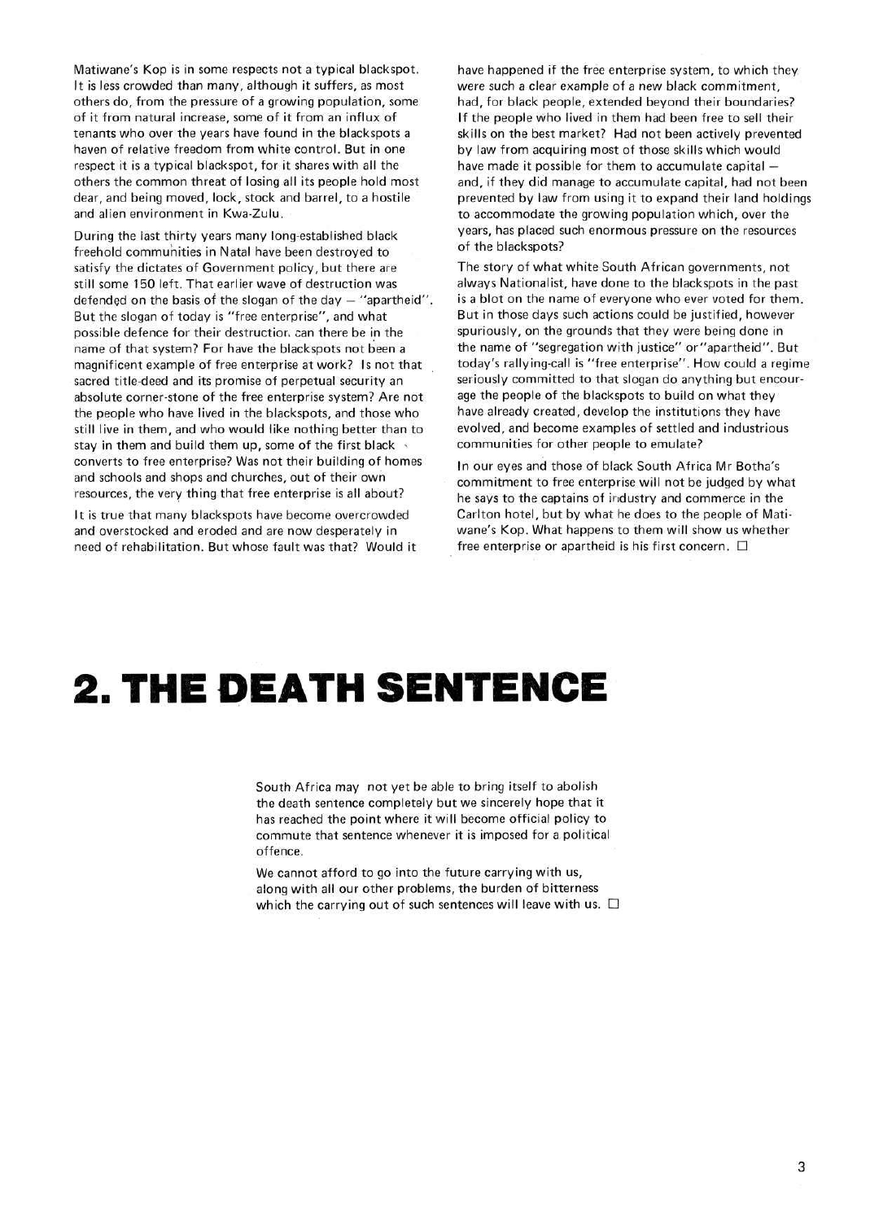Matiwane's Kop is in some respects not a typical blackspot. It is less crowded than many, although it suffers, as most others do, from the pressure of a growing population, some of it from natural increase, some of it from an influx of tenants who over the years have found in the blackspots a haven of relative freedom from white control. But in one respect it is a typical blackspot, for it shares with all the others the common threat of losing all its people hold most dear, and being moved, lock, stock and barrel, to a hostile and alien environment in Kwa-Zulu.

During the last thirty years many long-established black freehold communities in Natal have been destroyed to satisfy the dictates of Government policy, but there are still some 150 left. That earlier wave of destruction was defended on the basis of the slogan of the day – "apartheid". But the slogan of today is "free enterprise", and what possible defence for their destruction can there be in the name of that system? For have the blackspots not been a magnificent example of free enterprise at work? Is not that sacred title-deed and its promise of perpetual security an absolute corner-stone of the free enterprise system? Are not the people who have lived in the blackspots, and those who still live in them, and who would like nothing better than to stay in them and build them up, some of the first black converts to free enterprise? Was not their building of homes and schools and shops and churches, out of their own resources, the very thing that free enterprise is all about?

It is true that many blackspots have become overcrowded and overstocked and eroded and are now desperately in need of rehabilitation. But whose fault was that? Would it have happened if the free enterprise system, to which they were such a clear example of a new black commitment, had, for black people, extended beyond their boundaries? If the people who lived in them had been free to sell their skills on the best market? Had not been actively prevented by law from acquiring most of those skills which would have made it possible for them to accumulate capital – and, if they did manage to accumulate capital, had not been prevented by law from using it to expand their land holdings to accommodate the growing population which, over the years, has placed such enormous pressure on the resources of the blackspots?

The story of what white South African governments, not always Nationalist, have done to the blackspots in the past is a blot on the name of everyone who ever voted for them. But in those days such actions could be justified, however spuriously, on the grounds that they were being done in the name of "segregation with justice" or "apartheid". But today's rallying-call is "free enterprise". How could a regime seriously committed to that slogan do anything but encourage the people of the blackspots to build on what they have already created, develop the institutions they have evolved, and become examples of settled and industrious communities for other people to emulate?

In our eyes and those of black South Africa Mr Botha's commitment to free enterprise will not be judged by what he says to the captains of industry and commerce in the Carlton hotel, but by what he does to the people of Matiwane's Kop. What happens to them will show us whether free enterprise or apartheid is his first concern. □

# 2. THE DEATH SENTENCE

South Africa may not yet be able to bring itself to abolish the death sentence completely but we sincerely hope that it has reached the point where it will become official policy to commute that sentence whenever it is imposed for a political offence.

We cannot afford to go into the future carrying with us, along with all our other problems, the burden of bitterness which the carrying out of such sentences will leave with us. □